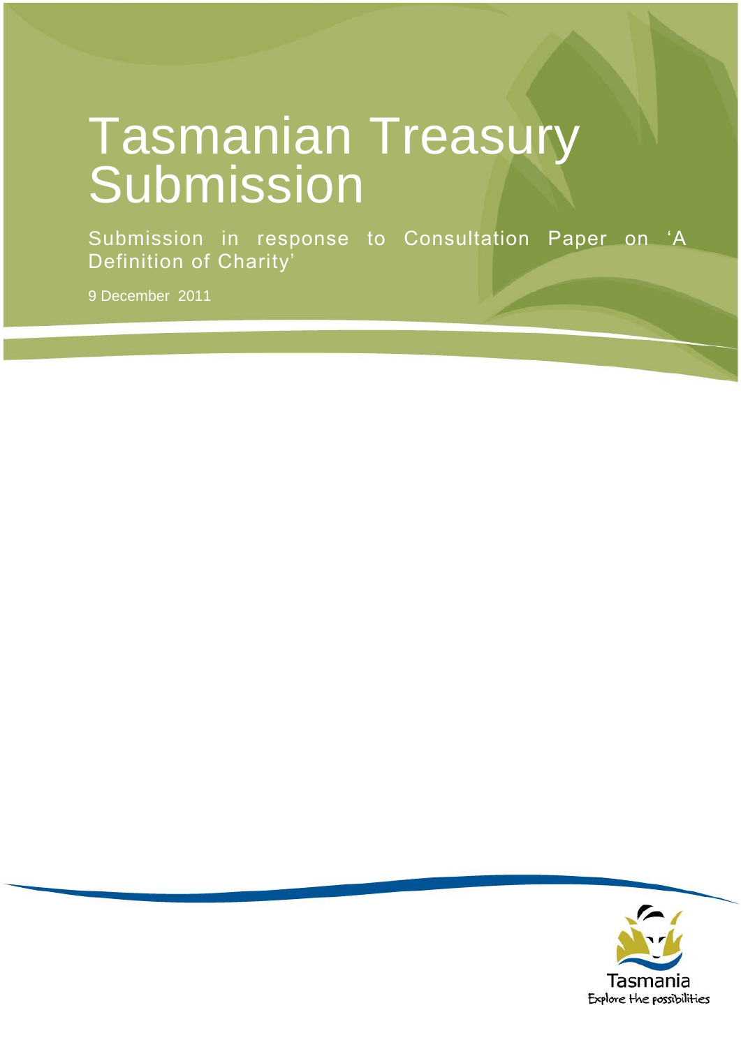# Tasmanian Treasury Submission

Submission in response to Consultation Paper on 'A Definition of Charity'

9 December 2011

Tasmania

Explore the possibilities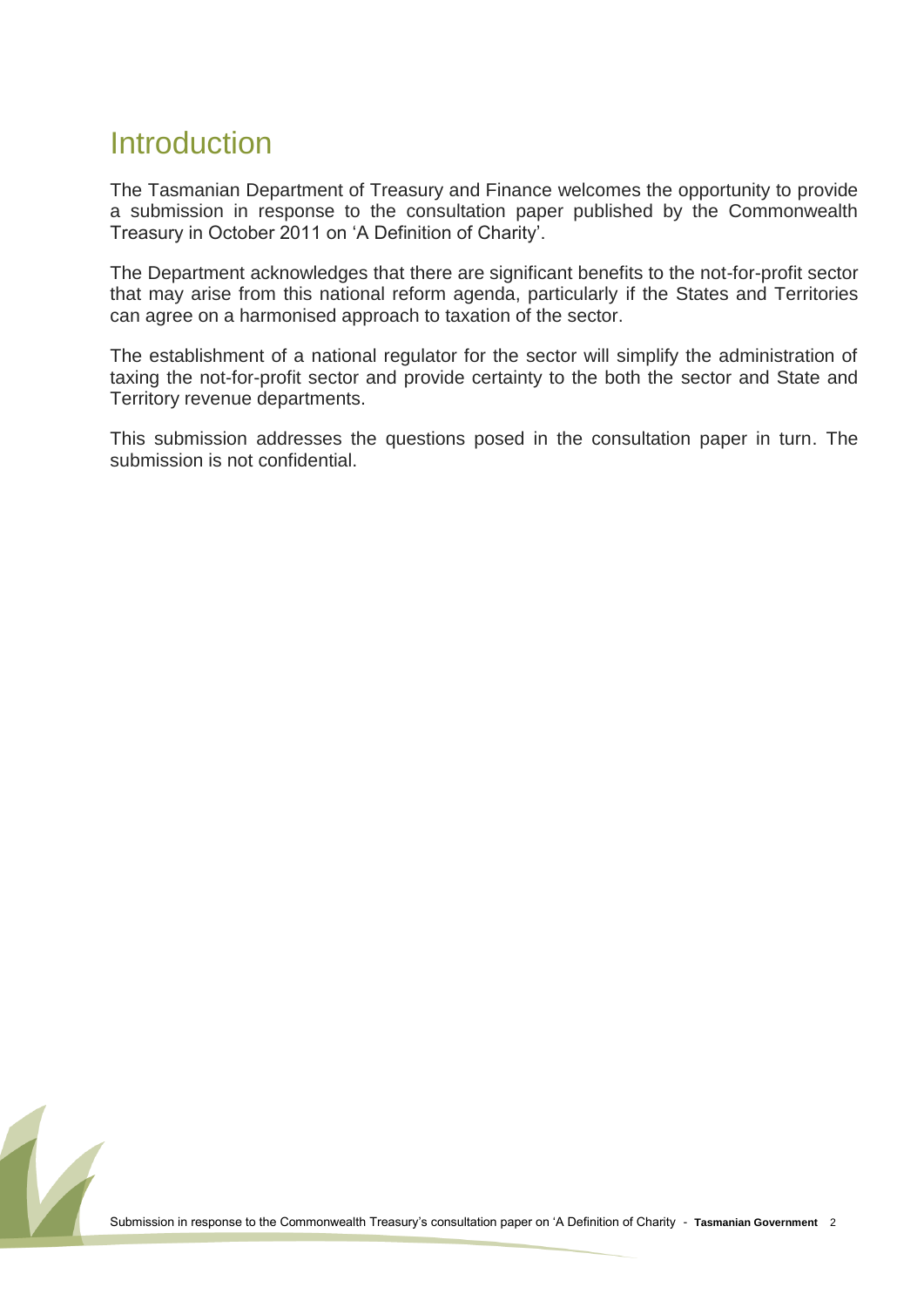# Introduction

The Tasmanian Department of Treasury and Finance welcomes the opportunity to provide a submission in response to the consultation paper published by the Commonwealth Treasury in October 2011 on 'A Definition of Charity'.

The Department acknowledges that there are significant benefits to the not-for-profit sector that may arise from this national reform agenda, particularly if the States and Territories can agree on a harmonised approach to taxation of the sector.

The establishment of a national regulator for the sector will simplify the administration of taxing the not-for-profit sector and provide certainty to the both the sector and State and Territory revenue departments.

This submission addresses the questions posed in the consultation paper in turn. The submission is not confidential.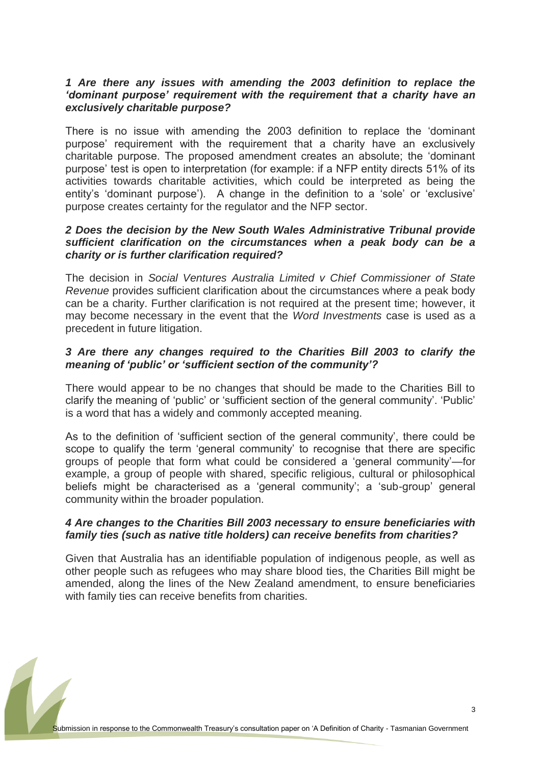***1 Are there any issues with amending the 2003 definition to replace the 'dominant purpose' requirement with the requirement that a charity have an exclusively charitable purpose?***

There is no issue with amending the 2003 definition to replace the 'dominant purpose' requirement with the requirement that a charity have an exclusively charitable purpose. The proposed amendment creates an absolute; the 'dominant purpose' test is open to interpretation (for example: if a NFP entity directs 51% of its activities towards charitable activities, which could be interpreted as being the entity's 'dominant purpose'). A change in the definition to a 'sole' or 'exclusive' purpose creates certainty for the regulator and the NFP sector.

***2 Does the decision by the New South Wales Administrative Tribunal provide sufficient clarification on the circumstances when a peak body can be a charity or is further clarification required?***

The decision in *Social Ventures Australia Limited v Chief Commissioner of State Revenue* provides sufficient clarification about the circumstances where a peak body can be a charity. Further clarification is not required at the present time; however, it may become necessary in the event that the *Word Investments* case is used as a precedent in future litigation.

***3 Are there any changes required to the Charities Bill 2003 to clarify the meaning of 'public' or 'sufficient section of the community'?***

There would appear to be no changes that should be made to the Charities Bill to clarify the meaning of 'public' or 'sufficient section of the general community'. 'Public' is a word that has a widely and commonly accepted meaning.

As to the definition of 'sufficient section of the general community', there could be scope to qualify the term 'general community' to recognise that there are specific groups of people that form what could be considered a 'general community'—for example, a group of people with shared, specific religious, cultural or philosophical beliefs might be characterised as a 'general community'; a 'sub-group' general community within the broader population.

***4 Are changes to the Charities Bill 2003 necessary to ensure beneficiaries with family ties (such as native title holders) can receive benefits from charities?***

Given that Australia has an identifiable population of indigenous people, as well as other people such as refugees who may share blood ties, the Charities Bill might be amended, along the lines of the New Zealand amendment, to ensure beneficiaries with family ties can receive benefits from charities.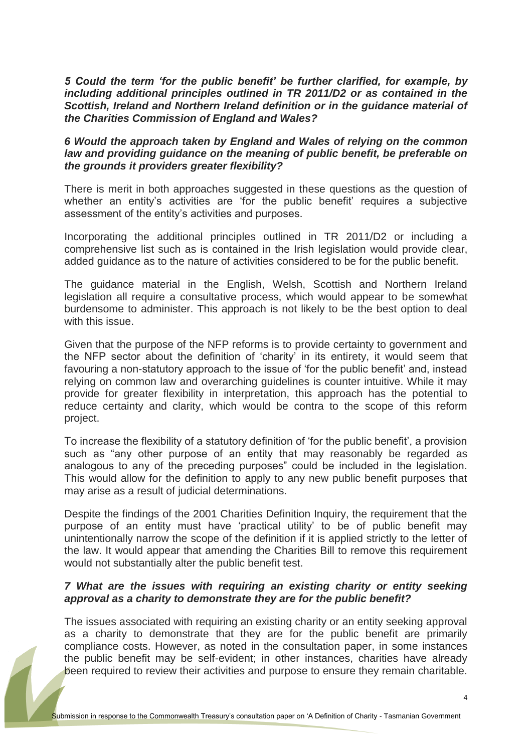***5 Could the term 'for the public benefit' be further clarified, for example, by including additional principles outlined in TR 2011/D2 or as contained in the Scottish, Ireland and Northern Ireland definition or in the guidance material of the Charities Commission of England and Wales?***

***6 Would the approach taken by England and Wales of relying on the common law and providing guidance on the meaning of public benefit, be preferable on the grounds it providers greater flexibility?***

There is merit in both approaches suggested in these questions as the question of whether an entity's activities are 'for the public benefit' requires a subjective assessment of the entity's activities and purposes.

Incorporating the additional principles outlined in TR 2011/D2 or including a comprehensive list such as is contained in the Irish legislation would provide clear, added guidance as to the nature of activities considered to be for the public benefit.

The guidance material in the English, Welsh, Scottish and Northern Ireland legislation all require a consultative process, which would appear to be somewhat burdensome to administer. This approach is not likely to be the best option to deal with this issue.

Given that the purpose of the NFP reforms is to provide certainty to government and the NFP sector about the definition of 'charity' in its entirety, it would seem that favouring a non-statutory approach to the issue of 'for the public benefit' and, instead relying on common law and overarching guidelines is counter intuitive. While it may provide for greater flexibility in interpretation, this approach has the potential to reduce certainty and clarity, which would be contra to the scope of this reform project.

To increase the flexibility of a statutory definition of 'for the public benefit', a provision such as "any other purpose of an entity that may reasonably be regarded as analogous to any of the preceding purposes" could be included in the legislation. This would allow for the definition to apply to any new public benefit purposes that may arise as a result of judicial determinations.

Despite the findings of the 2001 Charities Definition Inquiry, the requirement that the purpose of an entity must have 'practical utility' to be of public benefit may unintentionally narrow the scope of the definition if it is applied strictly to the letter of the law. It would appear that amending the Charities Bill to remove this requirement would not substantially alter the public benefit test.

***7 What are the issues with requiring an existing charity or entity seeking approval as a charity to demonstrate they are for the public benefit?***

The issues associated with requiring an existing charity or an entity seeking approval as a charity to demonstrate that they are for the public benefit are primarily compliance costs. However, as noted in the consultation paper, in some instances the public benefit may be self-evident; in other instances, charities have already been required to review their activities and purpose to ensure they remain charitable.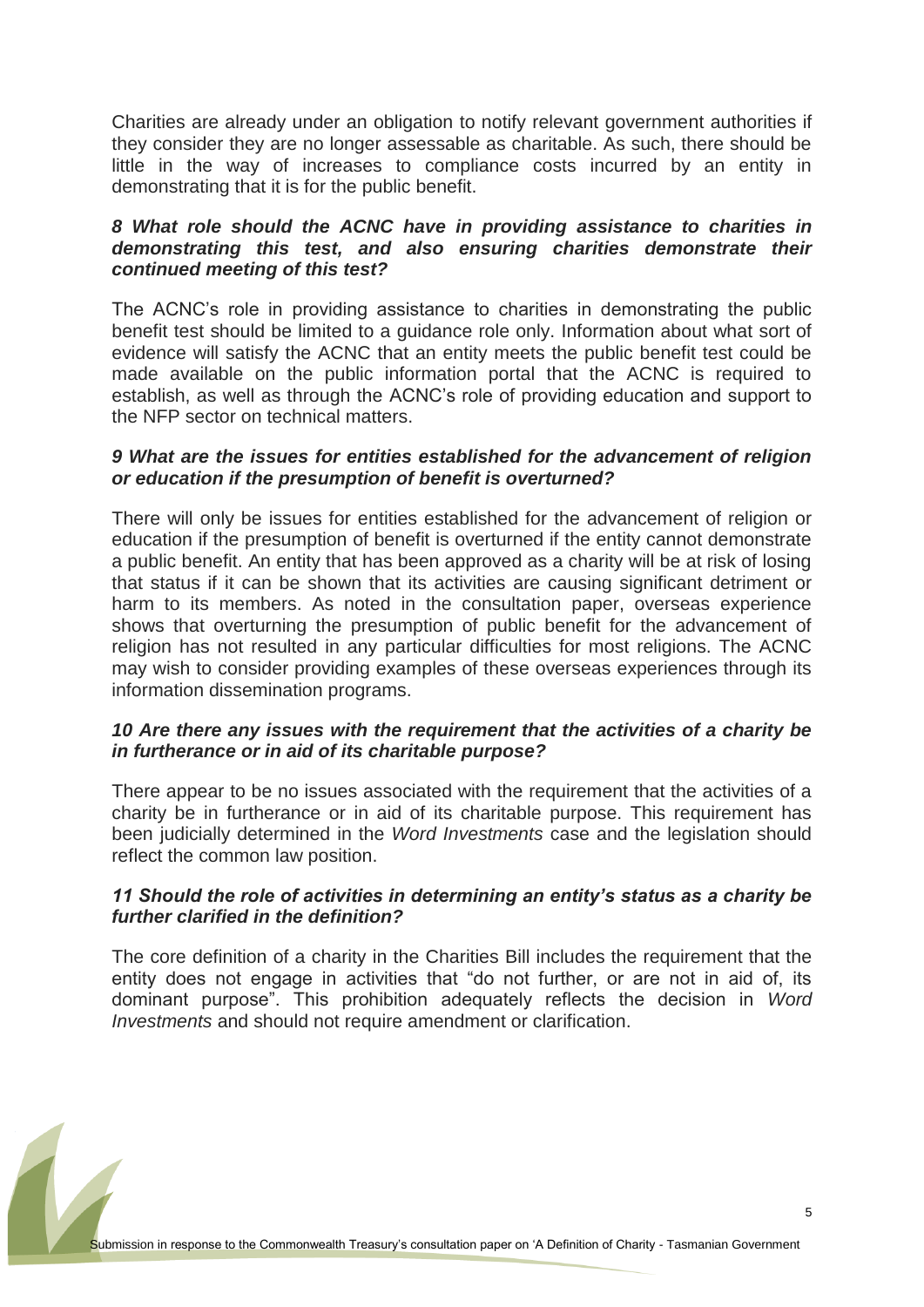Charities are already under an obligation to notify relevant government authorities if they consider they are no longer assessable as charitable. As such, there should be little in the way of increases to compliance costs incurred by an entity in demonstrating that it is for the public benefit.

### *8 What role should the ACNC have in providing assistance to charities in demonstrating this test, and also ensuring charities demonstrate their continued meeting of this test?*

The ACNC's role in providing assistance to charities in demonstrating the public benefit test should be limited to a guidance role only. Information about what sort of evidence will satisfy the ACNC that an entity meets the public benefit test could be made available on the public information portal that the ACNC is required to establish, as well as through the ACNC's role of providing education and support to the NFP sector on technical matters.

### *9 What are the issues for entities established for the advancement of religion or education if the presumption of benefit is overturned?*

There will only be issues for entities established for the advancement of religion or education if the presumption of benefit is overturned if the entity cannot demonstrate a public benefit. An entity that has been approved as a charity will be at risk of losing that status if it can be shown that its activities are causing significant detriment or harm to its members. As noted in the consultation paper, overseas experience shows that overturning the presumption of public benefit for the advancement of religion has not resulted in any particular difficulties for most religions. The ACNC may wish to consider providing examples of these overseas experiences through its information dissemination programs.

### *10 Are there any issues with the requirement that the activities of a charity be in furtherance or in aid of its charitable purpose?*

There appear to be no issues associated with the requirement that the activities of a charity be in furtherance or in aid of its charitable purpose. This requirement has been judicially determined in the *Word Investments* case and the legislation should reflect the common law position.

### *11 Should the role of activities in determining an entity's status as a charity be further clarified in the definition?*

The core definition of a charity in the Charities Bill includes the requirement that the entity does not engage in activities that "do not further, or are not in aid of, its dominant purpose". This prohibition adequately reflects the decision in *Word Investments* and should not require amendment or clarification.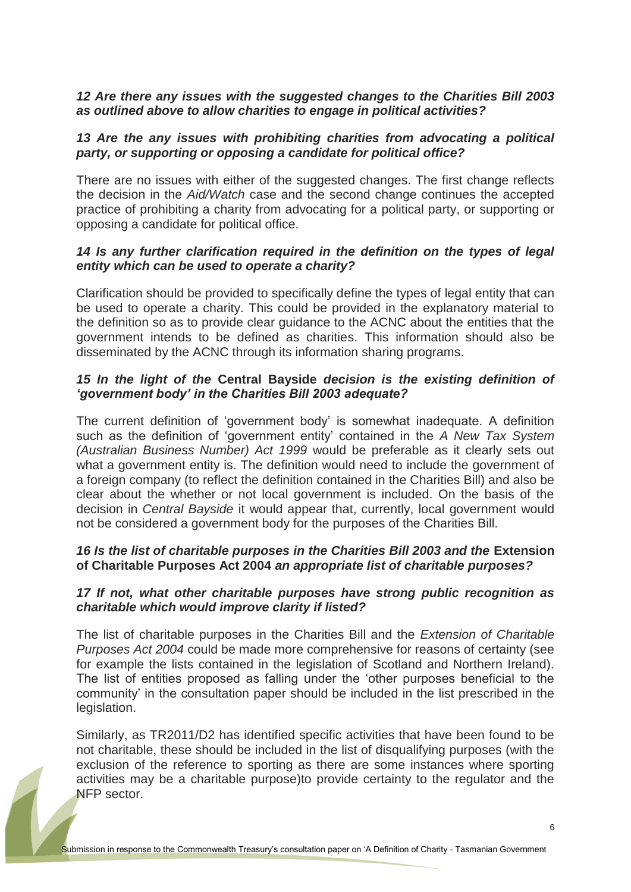***12 Are there any issues with the suggested changes to the Charities Bill 2003 as outlined above to allow charities to engage in political activities?***

***13 Are the any issues with prohibiting charities from advocating a political party, or supporting or opposing a candidate for political office?***

There are no issues with either of the suggested changes. The first change reflects the decision in the *Aid/Watch* case and the second change continues the accepted practice of prohibiting a charity from advocating for a political party, or supporting or opposing a candidate for political office.

***14 Is any further clarification required in the definition on the types of legal entity which can be used to operate a charity?***

Clarification should be provided to specifically define the types of legal entity that can be used to operate a charity. This could be provided in the explanatory material to the definition so as to provide clear guidance to the ACNC about the entities that the government intends to be defined as charities. This information should also be disseminated by the ACNC through its information sharing programs.

***15 In the light of the* Central Bayside *decision is the existing definition of 'government body' in the Charities Bill 2003 adequate?***

The current definition of 'government body' is somewhat inadequate. A definition such as the definition of 'government entity' contained in the *A New Tax System (Australian Business Number) Act 1999* would be preferable as it clearly sets out what a government entity is. The definition would need to include the government of a foreign company (to reflect the definition contained in the Charities Bill) and also be clear about the whether or not local government is included. On the basis of the decision in *Central Bayside* it would appear that, currently, local government would not be considered a government body for the purposes of the Charities Bill.

***16 Is the list of charitable purposes in the Charities Bill 2003 and the* Extension of Charitable Purposes Act 2004 *an appropriate list of charitable purposes?***

***17 If not, what other charitable purposes have strong public recognition as charitable which would improve clarity if listed?***

The list of charitable purposes in the Charities Bill and the *Extension of Charitable Purposes Act 2004* could be made more comprehensive for reasons of certainty (see for example the lists contained in the legislation of Scotland and Northern Ireland). The list of entities proposed as falling under the 'other purposes beneficial to the community' in the consultation paper should be included in the list prescribed in the legislation.

Similarly, as TR2011/D2 has identified specific activities that have been found to be not charitable, these should be included in the list of disqualifying purposes (with the exclusion of the reference to sporting as there are some instances where sporting activities may be a charitable purpose)to provide certainty to the regulator and the NFP sector.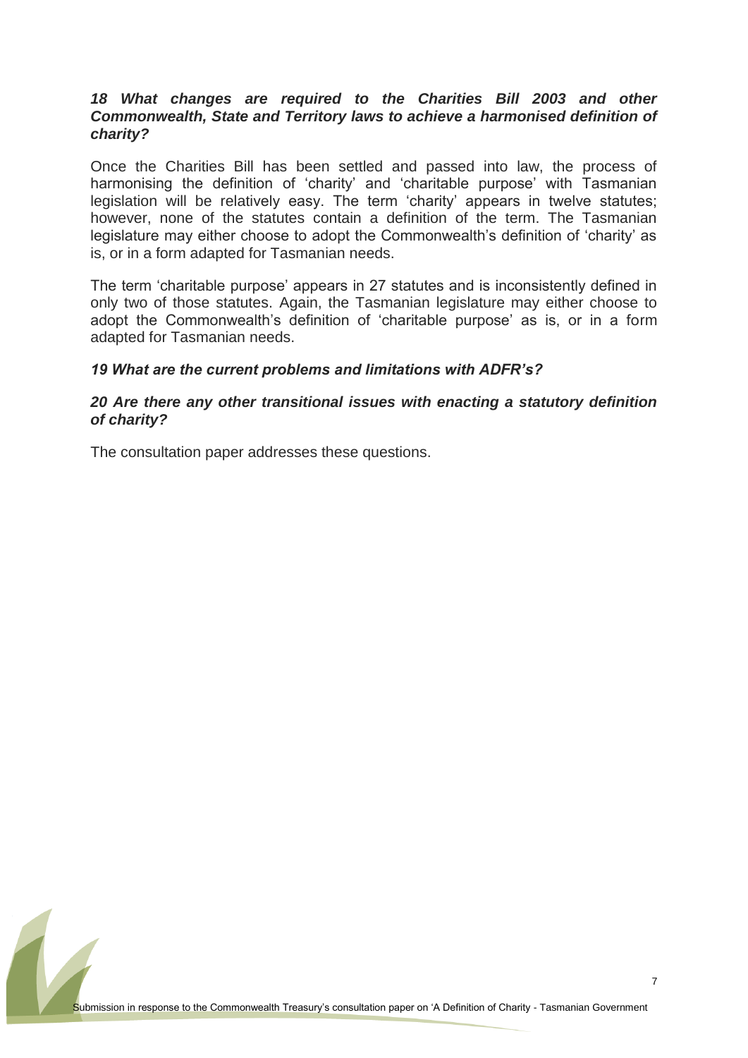### *18 What changes are required to the Charities Bill 2003 and other Commonwealth, State and Territory laws to achieve a harmonised definition of charity?*

Once the Charities Bill has been settled and passed into law, the process of harmonising the definition of 'charity' and 'charitable purpose' with Tasmanian legislation will be relatively easy. The term 'charity' appears in twelve statutes; however, none of the statutes contain a definition of the term. The Tasmanian legislature may either choose to adopt the Commonwealth's definition of 'charity' as is, or in a form adapted for Tasmanian needs.

The term 'charitable purpose' appears in 27 statutes and is inconsistently defined in only two of those statutes. Again, the Tasmanian legislature may either choose to adopt the Commonwealth's definition of 'charitable purpose' as is, or in a form adapted for Tasmanian needs.

### *19 What are the current problems and limitations with ADFR's?*

### *20 Are there any other transitional issues with enacting a statutory definition of charity?*

The consultation paper addresses these questions.